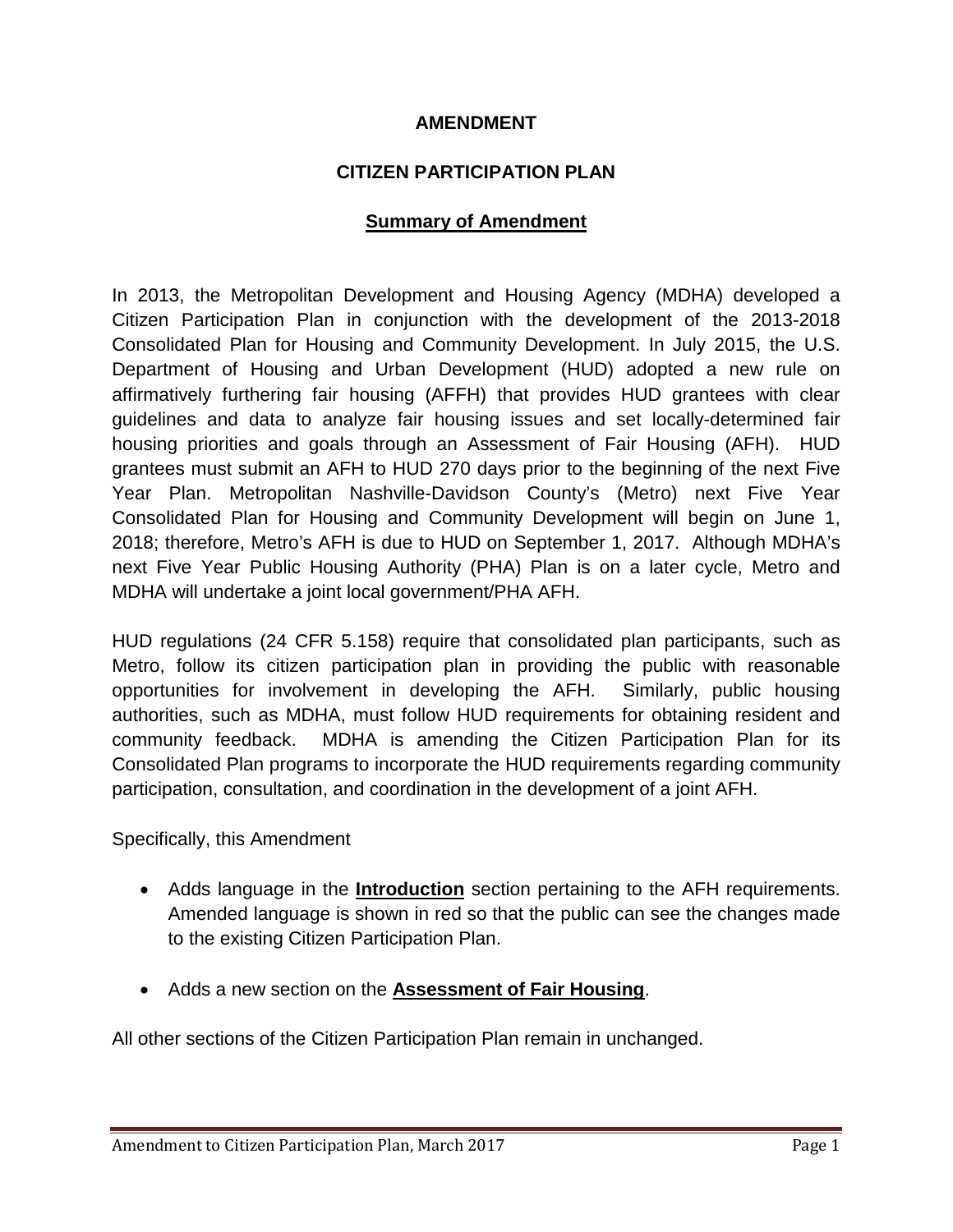# AMENDMENT

## CITIZEN PARTICIPATION PLAN

### Summary of Amendment

In 2013, the Metropolitan Development and Housing Agency (MDHA) developed a Citizen Participation Plan in conjunction with the development of the 2013-2018 Consolidated Plan for Housing and Community Development. In July 2015, the U.S. Department of Housing and Urban Development (HUD) adopted a new rule on affirmatively furthering fair housing (AFFH) that provides HUD grantees with clear guidelines and data to analyze fair housing issues and set locally-determined fair housing priorities and goals through an Assessment of Fair Housing (AFH). HUD grantees must submit an AFH to HUD 270 days prior to the beginning of the next Five Year Plan. Metropolitan Nashville-Davidson County's (Metro) next Five Year Consolidated Plan for Housing and Community Development will begin on June 1, 2018; therefore, Metro's AFH is due to HUD on September 1, 2017. Although MDHA's next Five Year Public Housing Authority (PHA) Plan is on a later cycle, Metro and MDHA will undertake a joint local government/PHA AFH.

HUD regulations (24 CFR 5.158) require that consolidated plan participants, such as Metro, follow its citizen participation plan in providing the public with reasonable opportunities for involvement in developing the AFH. Similarly, public housing authorities, such as MDHA, must follow HUD requirements for obtaining resident and community feedback. MDHA is amending the Citizen Participation Plan for its Consolidated Plan programs to incorporate the HUD requirements regarding community participation, consultation, and coordination in the development of a joint AFH.

Specifically, this Amendment

- Adds language in the **Introduction** section pertaining to the AFH requirements. Amended language is shown in red so that the public can see the changes made to the existing Citizen Participation Plan.
- Adds a new section on the **Assessment of Fair Housing**.

All other sections of the Citizen Participation Plan remain in unchanged.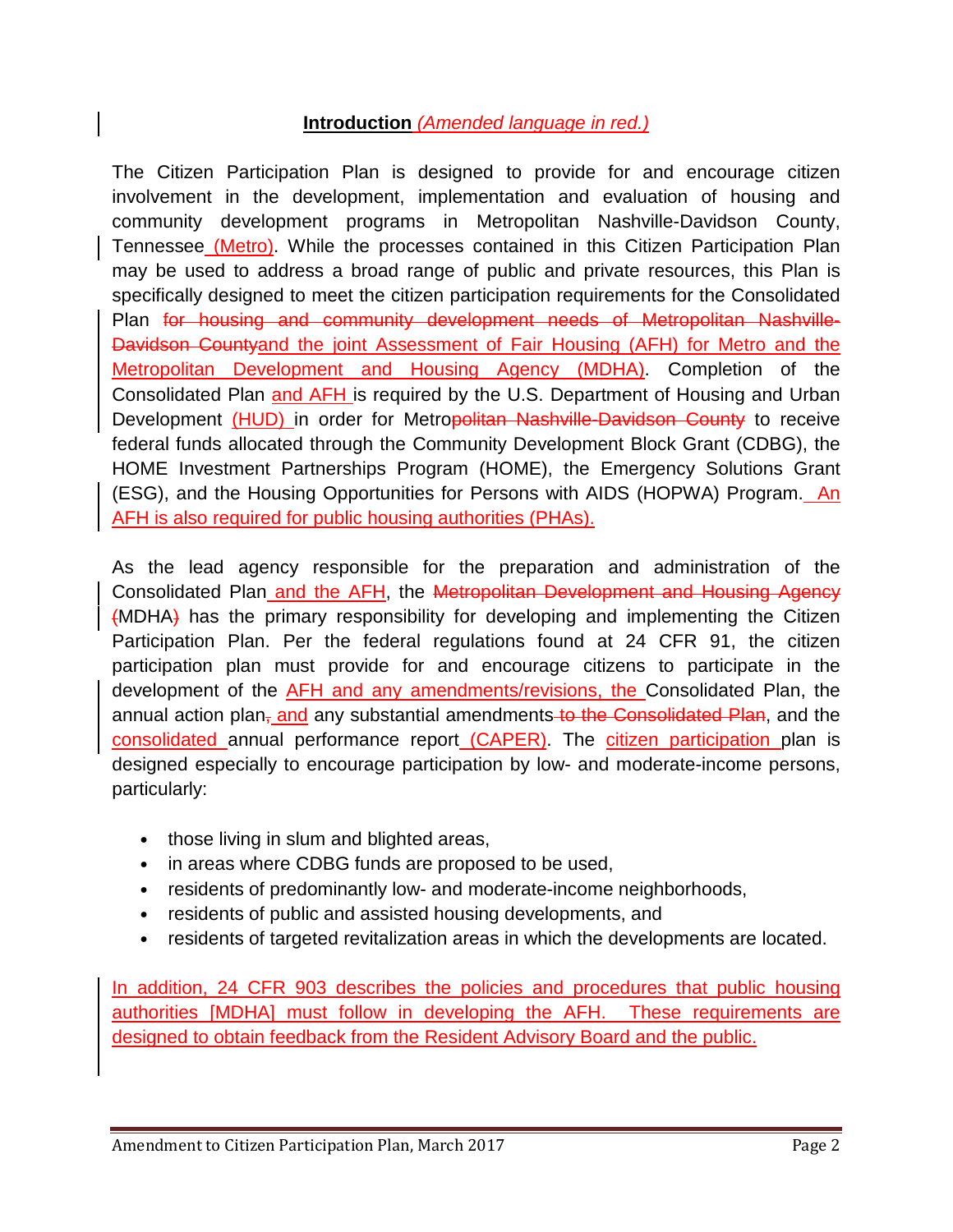## **Introduction** *(Amended language in red.)*

The Citizen Participation Plan is designed to provide for and encourage citizen involvement in the development, implementation and evaluation of housing and community development programs in Metropolitan Nashville-Davidson County, Tennessee (Metro). While the processes contained in this Citizen Participation Plan may be used to address a broad range of public and private resources, this Plan is specifically designed to meet the citizen participation requirements for the Consolidated Plan ~~for housing and community development needs of Metropolitan Nashville-Davidson County~~and the joint Assessment of Fair Housing (AFH) for Metro and the Metropolitan Development and Housing Agency (MDHA). Completion of the Consolidated Plan and AFH is required by the U.S. Department of Housing and Urban Development (HUD) in order for Metro~~politan Nashville-Davidson County~~ to receive federal funds allocated through the Community Development Block Grant (CDBG), the HOME Investment Partnerships Program (HOME), the Emergency Solutions Grant (ESG), and the Housing Opportunities for Persons with AIDS (HOPWA) Program. An AFH is also required for public housing authorities (PHAs).

As the lead agency responsible for the preparation and administration of the Consolidated Plan and the AFH, the ~~Metropolitan Development and Housing Agency~~ ~~(~~MDHA~~)~~ has the primary responsibility for developing and implementing the Citizen Participation Plan. Per the federal regulations found at 24 CFR 91, the citizen participation plan must provide for and encourage citizens to participate in the development of the AFH and any amendments/revisions, the Consolidated Plan, the annual action plan~~,~~ and any substantial amendments ~~to the Consolidated Plan~~, and the consolidated annual performance report (CAPER). The citizen participation plan is designed especially to encourage participation by low- and moderate-income persons, particularly:

- those living in slum and blighted areas,
- in areas where CDBG funds are proposed to be used,
- residents of predominantly low- and moderate-income neighborhoods,
- residents of public and assisted housing developments, and
- residents of targeted revitalization areas in which the developments are located.

In addition, 24 CFR 903 describes the policies and procedures that public housing authorities [MDHA] must follow in developing the AFH. These requirements are designed to obtain feedback from the Resident Advisory Board and the public.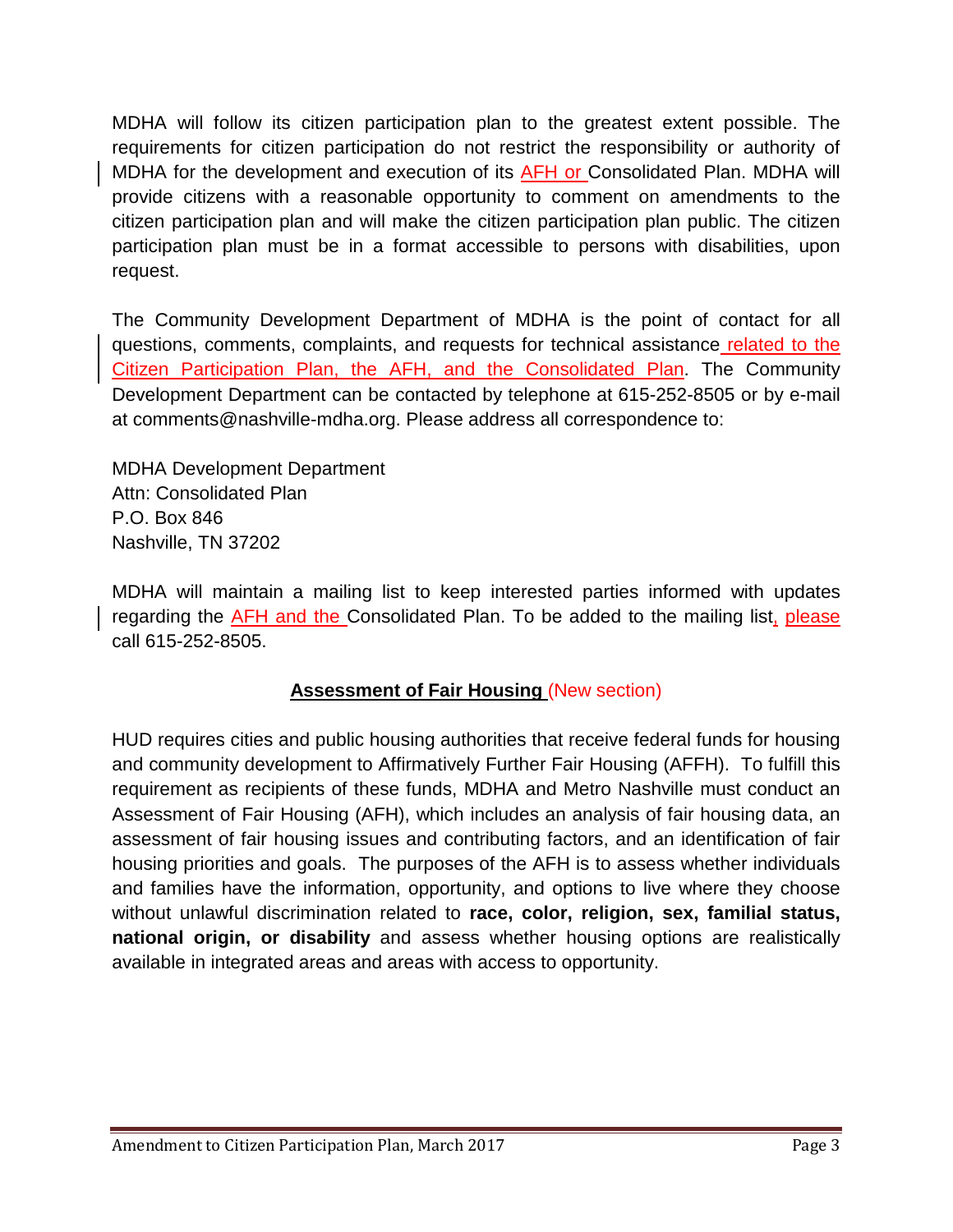MDHA will follow its citizen participation plan to the greatest extent possible. The requirements for citizen participation do not restrict the responsibility or authority of MDHA for the development and execution of its AFH or Consolidated Plan. MDHA will provide citizens with a reasonable opportunity to comment on amendments to the citizen participation plan and will make the citizen participation plan public. The citizen participation plan must be in a format accessible to persons with disabilities, upon request.

The Community Development Department of MDHA is the point of contact for all questions, comments, complaints, and requests for technical assistance related to the Citizen Participation Plan, the AFH, and the Consolidated Plan. The Community Development Department can be contacted by telephone at 615-252-8505 or by e-mail at comments@nashville-mdha.org. Please address all correspondence to:

MDHA Development Department
Attn: Consolidated Plan
P.O. Box 846
Nashville, TN 37202

MDHA will maintain a mailing list to keep interested parties informed with updates regarding the AFH and the Consolidated Plan. To be added to the mailing list, please call 615-252-8505.

## Assessment of Fair Housing (New section)

HUD requires cities and public housing authorities that receive federal funds for housing and community development to Affirmatively Further Fair Housing (AFFH). To fulfill this requirement as recipients of these funds, MDHA and Metro Nashville must conduct an Assessment of Fair Housing (AFH), which includes an analysis of fair housing data, an assessment of fair housing issues and contributing factors, and an identification of fair housing priorities and goals. The purposes of the AFH is to assess whether individuals and families have the information, opportunity, and options to live where they choose without unlawful discrimination related to **race, color, religion, sex, familial status, national origin, or disability** and assess whether housing options are realistically available in integrated areas and areas with access to opportunity.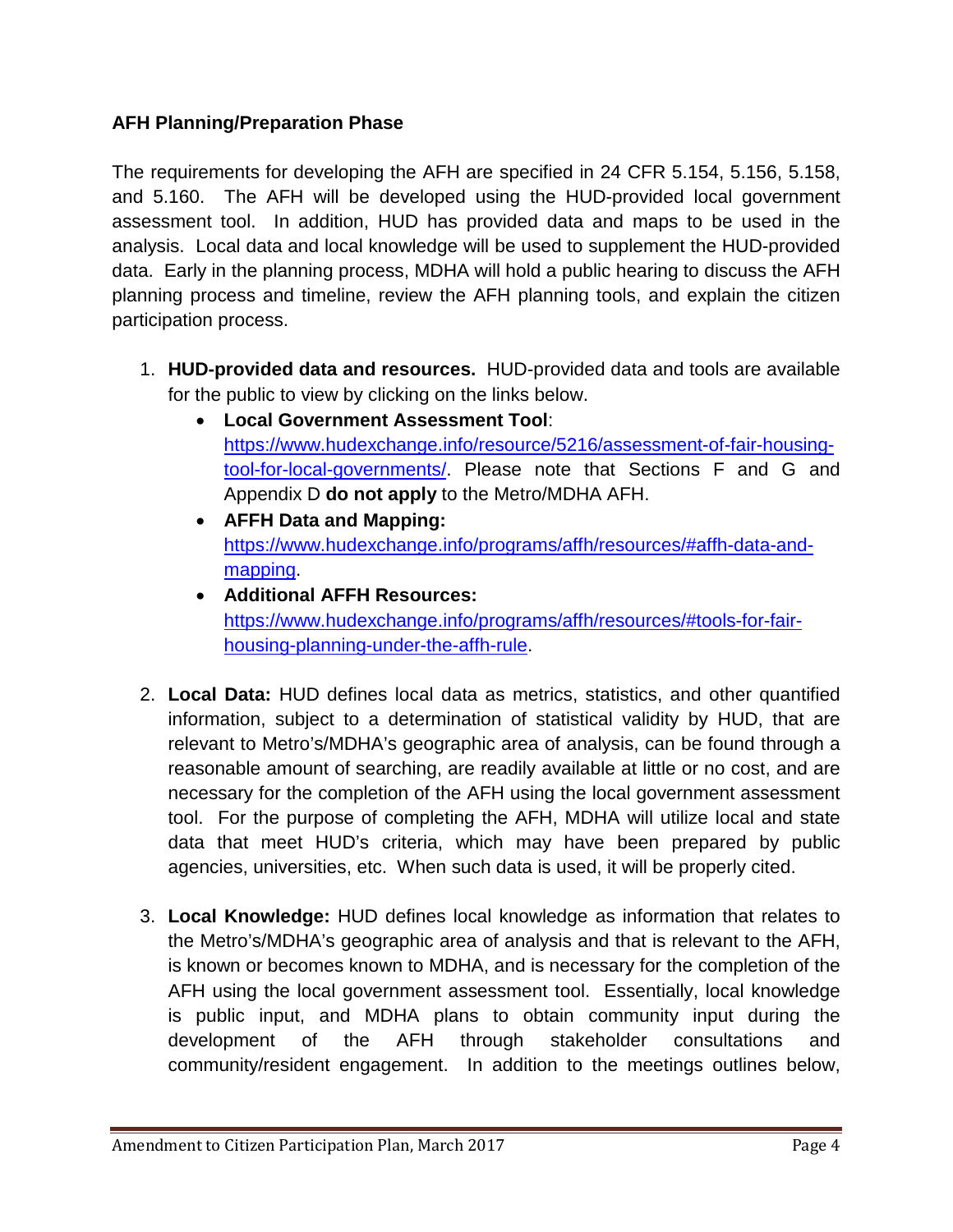### AFH Planning/Preparation Phase

The requirements for developing the AFH are specified in 24 CFR 5.154, 5.156, 5.158, and 5.160. The AFH will be developed using the HUD-provided local government assessment tool. In addition, HUD has provided data and maps to be used in the analysis. Local data and local knowledge will be used to supplement the HUD-provided data. Early in the planning process, MDHA will hold a public hearing to discuss the AFH planning process and timeline, review the AFH planning tools, and explain the citizen participation process.

1. **HUD-provided data and resources.** HUD-provided data and tools are available for the public to view by clicking on the links below.
   - **Local Government Assessment Tool**: [https://www.hudexchange.info/resource/5216/assessment-of-fair-housing-tool-for-local-governments/](https://www.hudexchange.info/resource/5216/assessment-of-fair-housing-tool-for-local-governments/). Please note that Sections F and G and Appendix D **do not apply** to the Metro/MDHA AFH.
   - **AFFH Data and Mapping:** [https://www.hudexchange.info/programs/affh/resources/#affh-data-and-mapping](https://www.hudexchange.info/programs/affh/resources/#affh-data-and-mapping).
   - **Additional AFFH Resources:** [https://www.hudexchange.info/programs/affh/resources/#tools-for-fair-housing-planning-under-the-affh-rule](https://www.hudexchange.info/programs/affh/resources/#tools-for-fair-housing-planning-under-the-affh-rule).

2. **Local Data:** HUD defines local data as metrics, statistics, and other quantified information, subject to a determination of statistical validity by HUD, that are relevant to Metro's/MDHA's geographic area of analysis, can be found through a reasonable amount of searching, are readily available at little or no cost, and are necessary for the completion of the AFH using the local government assessment tool. For the purpose of completing the AFH, MDHA will utilize local and state data that meet HUD's criteria, which may have been prepared by public agencies, universities, etc. When such data is used, it will be properly cited.

3. **Local Knowledge:** HUD defines local knowledge as information that relates to the Metro's/MDHA's geographic area of analysis and that is relevant to the AFH, is known or becomes known to MDHA, and is necessary for the completion of the AFH using the local government assessment tool. Essentially, local knowledge is public input, and MDHA plans to obtain community input during the development of the AFH through stakeholder consultations and community/resident engagement. In addition to the meetings outlines below,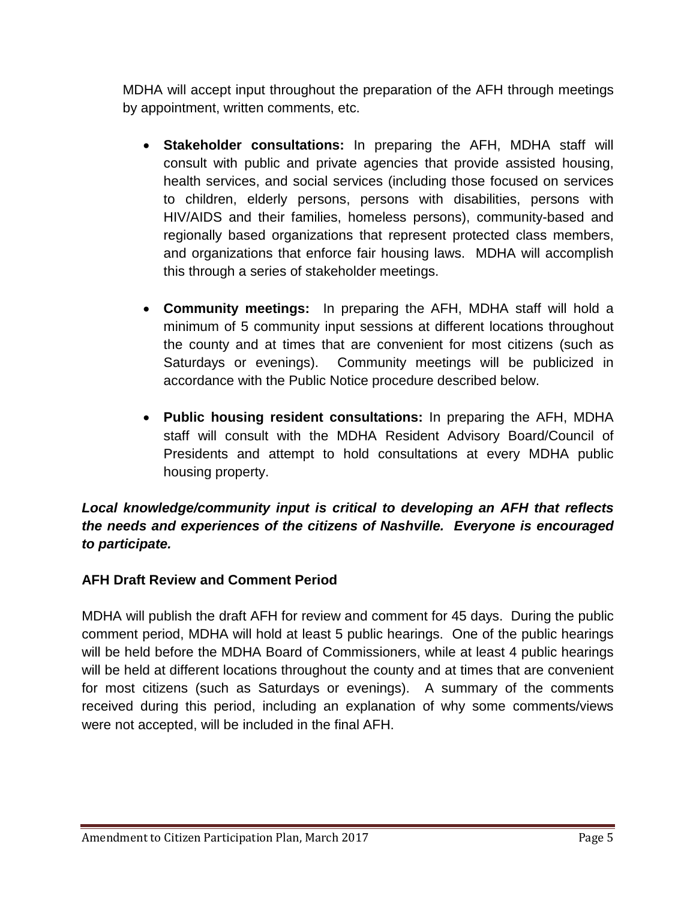MDHA will accept input throughout the preparation of the AFH through meetings by appointment, written comments, etc.

- **Stakeholder consultations:** In preparing the AFH, MDHA staff will consult with public and private agencies that provide assisted housing, health services, and social services (including those focused on services to children, elderly persons, persons with disabilities, persons with HIV/AIDS and their families, homeless persons), community-based and regionally based organizations that represent protected class members, and organizations that enforce fair housing laws. MDHA will accomplish this through a series of stakeholder meetings.

- **Community meetings:** In preparing the AFH, MDHA staff will hold a minimum of 5 community input sessions at different locations throughout the county and at times that are convenient for most citizens (such as Saturdays or evenings). Community meetings will be publicized in accordance with the Public Notice procedure described below.

- **Public housing resident consultations:** In preparing the AFH, MDHA staff will consult with the MDHA Resident Advisory Board/Council of Presidents and attempt to hold consultations at every MDHA public housing property.

***Local knowledge/community input is critical to developing an AFH that reflects the needs and experiences of the citizens of Nashville. Everyone is encouraged to participate.***

**AFH Draft Review and Comment Period**

MDHA will publish the draft AFH for review and comment for 45 days. During the public comment period, MDHA will hold at least 5 public hearings. One of the public hearings will be held before the MDHA Board of Commissioners, while at least 4 public hearings will be held at different locations throughout the county and at times that are convenient for most citizens (such as Saturdays or evenings). A summary of the comments received during this period, including an explanation of why some comments/views were not accepted, will be included in the final AFH.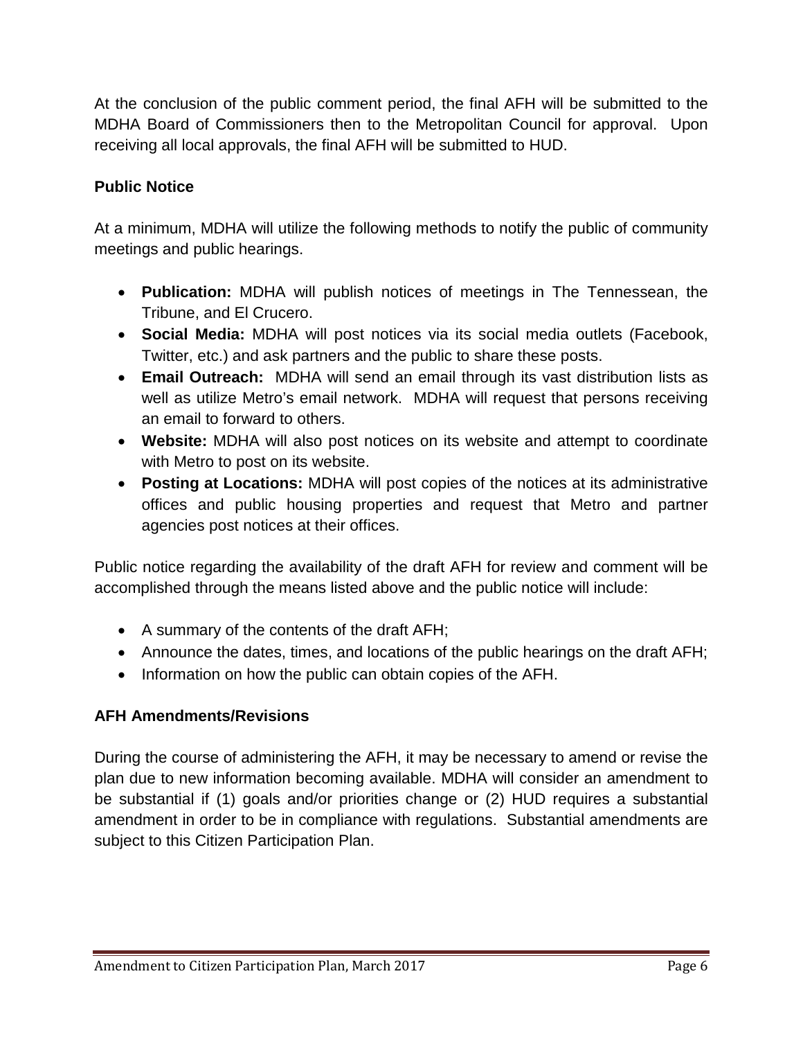At the conclusion of the public comment period, the final AFH will be submitted to the MDHA Board of Commissioners then to the Metropolitan Council for approval. Upon receiving all local approvals, the final AFH will be submitted to HUD.

### Public Notice

At a minimum, MDHA will utilize the following methods to notify the public of community meetings and public hearings.

- **Publication:** MDHA will publish notices of meetings in The Tennessean, the Tribune, and El Crucero.
- **Social Media:** MDHA will post notices via its social media outlets (Facebook, Twitter, etc.) and ask partners and the public to share these posts.
- **Email Outreach:** MDHA will send an email through its vast distribution lists as well as utilize Metro's email network. MDHA will request that persons receiving an email to forward to others.
- **Website:** MDHA will also post notices on its website and attempt to coordinate with Metro to post on its website.
- **Posting at Locations:** MDHA will post copies of the notices at its administrative offices and public housing properties and request that Metro and partner agencies post notices at their offices.

Public notice regarding the availability of the draft AFH for review and comment will be accomplished through the means listed above and the public notice will include:

- A summary of the contents of the draft AFH;
- Announce the dates, times, and locations of the public hearings on the draft AFH;
- Information on how the public can obtain copies of the AFH.

### AFH Amendments/Revisions

During the course of administering the AFH, it may be necessary to amend or revise the plan due to new information becoming available. MDHA will consider an amendment to be substantial if (1) goals and/or priorities change or (2) HUD requires a substantial amendment in order to be in compliance with regulations. Substantial amendments are subject to this Citizen Participation Plan.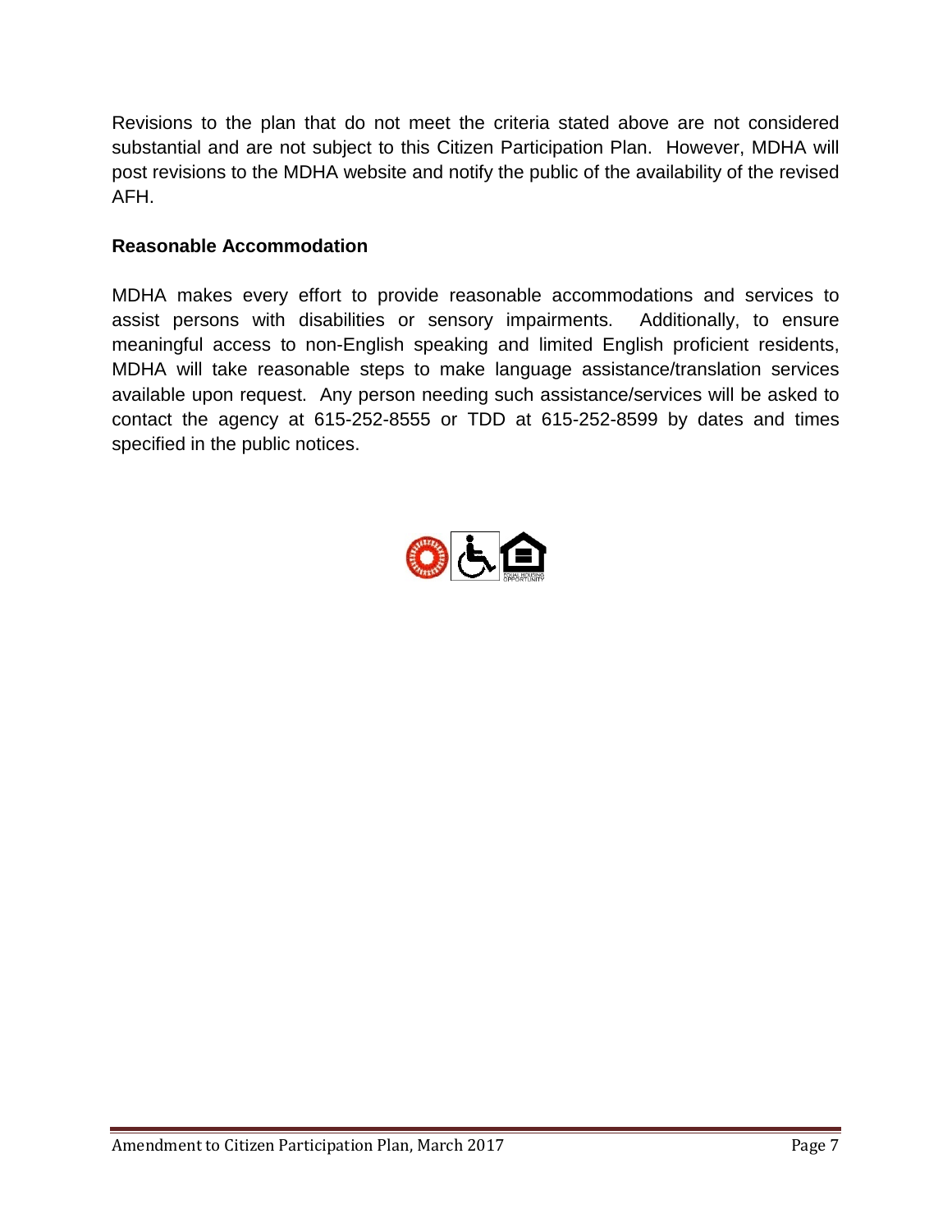Revisions to the plan that do not meet the criteria stated above are not considered substantial and are not subject to this Citizen Participation Plan. However, MDHA will post revisions to the MDHA website and notify the public of the availability of the revised AFH.

**Reasonable Accommodation**

MDHA makes every effort to provide reasonable accommodations and services to assist persons with disabilities or sensory impairments. Additionally, to ensure meaningful access to non-English speaking and limited English proficient residents, MDHA will take reasonable steps to make language assistance/translation services available upon request. Any person needing such assistance/services will be asked to contact the agency at 615-252-8555 or TDD at 615-252-8599 by dates and times specified in the public notices.